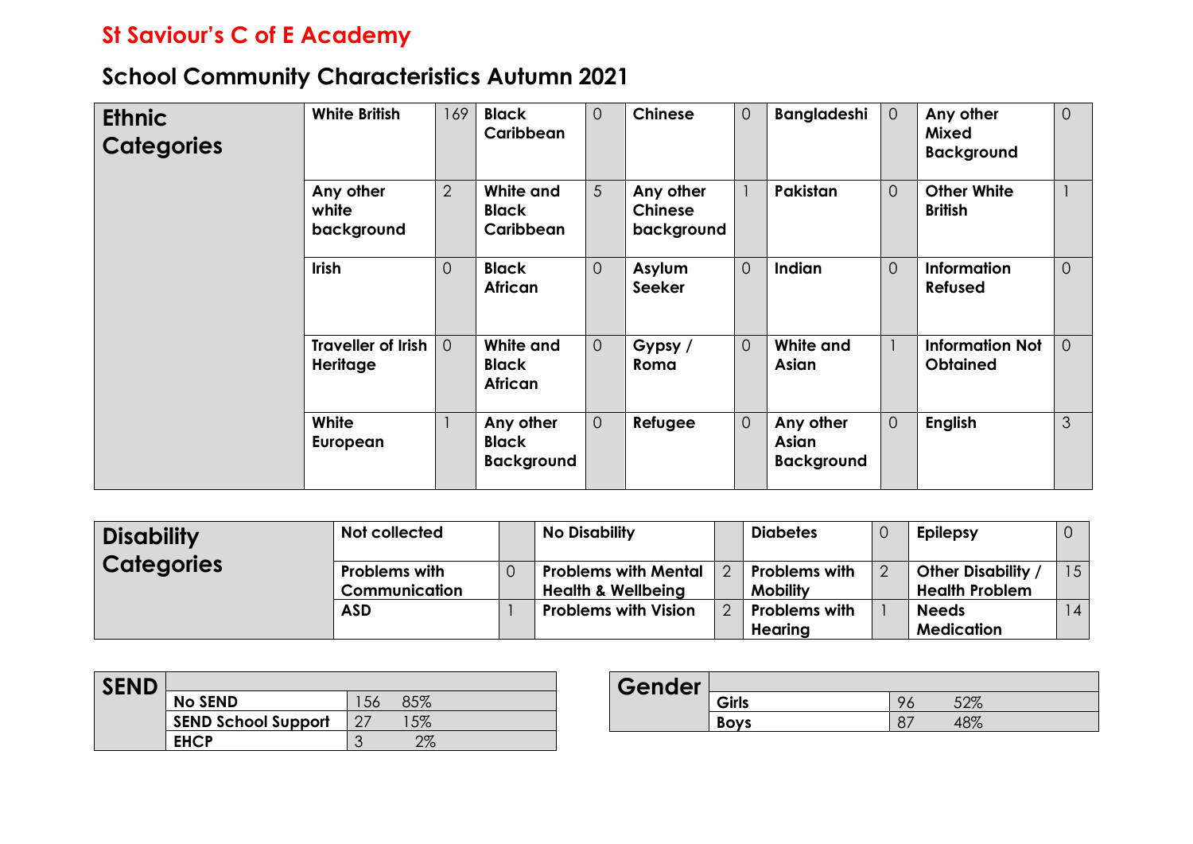# St Saviour's C of E Academy

## School Community Characteristics Autumn 2021

| Ethnic Categories | | | | | | | | | | |
|---|---|---|---|---|---|---|---|---|---|---|
| | White British | 169 | Black Caribbean | 0 | Chinese | 0 | Bangladeshi | 0 | Any other Mixed Background | 0 |
| | Any other white background | 2 | White and Black Caribbean | 5 | Any other Chinese background | 1 | Pakistan | 0 | Other White British | 1 |
| | Irish | 0 | Black African | 0 | Asylum Seeker | 0 | Indian | 0 | Information Refused | 0 |
| | Traveller of Irish Heritage | 0 | White and Black African | 0 | Gypsy / Roma | 0 | White and Asian | 1 | Information Not Obtained | 0 |
| | White European | 1 | Any other Black Background | 0 | Refugee | 0 | Any other Asian Background | 0 | English | 3 |

| Disability Categories | | | | | | | | |
|---|---|---|---|---|---|---|---|---|
| | Not collected | | No Disability | | Diabetes | 0 | Epilepsy | 0 |
| | Problems with Communication | 0 | Problems with Mental Health & Wellbeing | 2 | Problems with Mobility | 2 | Other Disability / Health Problem | 15 |
| | ASD | 1 | Problems with Vision | 2 | Problems with Hearing | 1 | Needs Medication | 14 |

| SEND | | | |
|---|---|---|---|
| | No SEND | 156 | 85% |
| | SEND School Support | 27 | 15% |
| | EHCP | 3 | 2% |

| Gender | | | |
|---|---|---|---|
| | Girls | 96 | 52% |
| | Boys | 87 | 48% |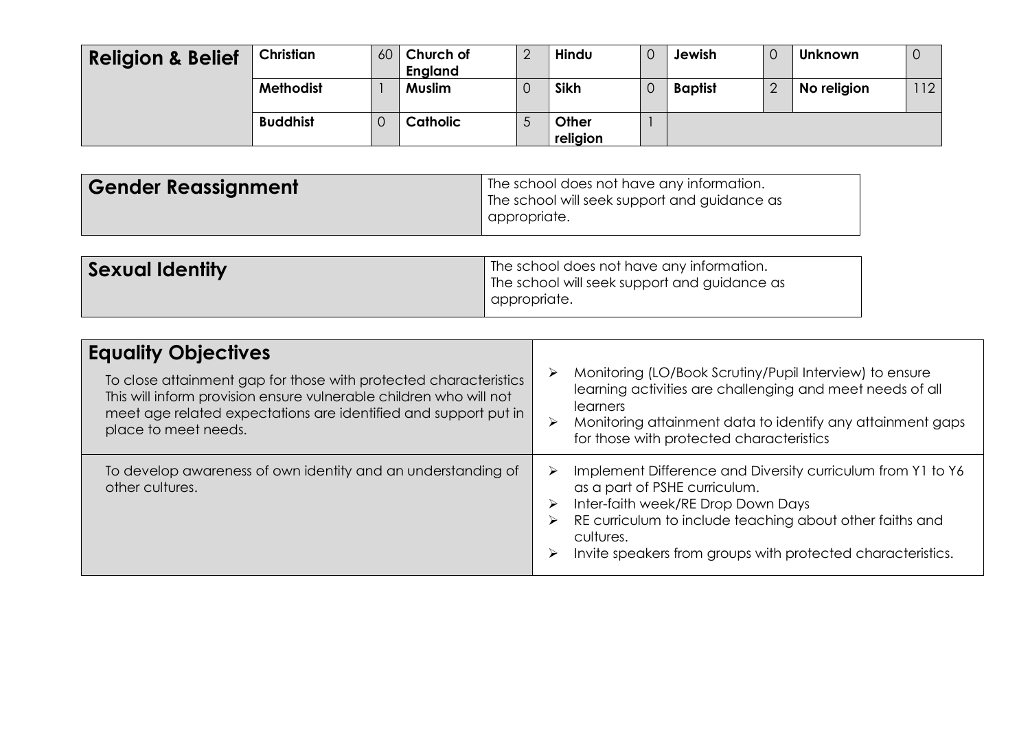| | | | | | | | | | | |
|---|---|---|---|---|---|---|---|---|---|---|
| **Religion & Belief** | **Christian** | 60 | **Church of England** | 2 | **Hindu** | 0 | **Jewish** | 0 | **Unknown** | 0 |
| | **Methodist** | 1 | **Muslim** | 0 | **Sikh** | 0 | **Baptist** | 2 | **No religion** | 112 |
| | **Buddhist** | 0 | **Catholic** | 5 | **Other religion** | 1 | | | | |

| | |
|---|---|
| **Gender Reassignment** | The school does not have any information. The school will seek support and guidance as appropriate. |

| | |
|---|---|
| **Sexual Identity** | The school does not have any information. The school will seek support and guidance as appropriate. |

| **Equality Objectives** | |
|---|---|
| To close attainment gap for those with protected characteristics This will inform provision ensure vulnerable children who will not meet age related expectations are identified and support put in place to meet needs. | ➢ Monitoring (LO/Book Scrutiny/Pupil Interview) to ensure learning activities are challenging and meet needs of all learners<br>➢ Monitoring attainment data to identify any attainment gaps for those with protected characteristics |
| To develop awareness of own identity and an understanding of other cultures. | ➢ Implement Difference and Diversity curriculum from Y1 to Y6 as a part of PSHE curriculum.<br>➢ Inter-faith week/RE Drop Down Days<br>➢ RE curriculum to include teaching about other faiths and cultures.<br>➢ Invite speakers from groups with protected characteristics. |